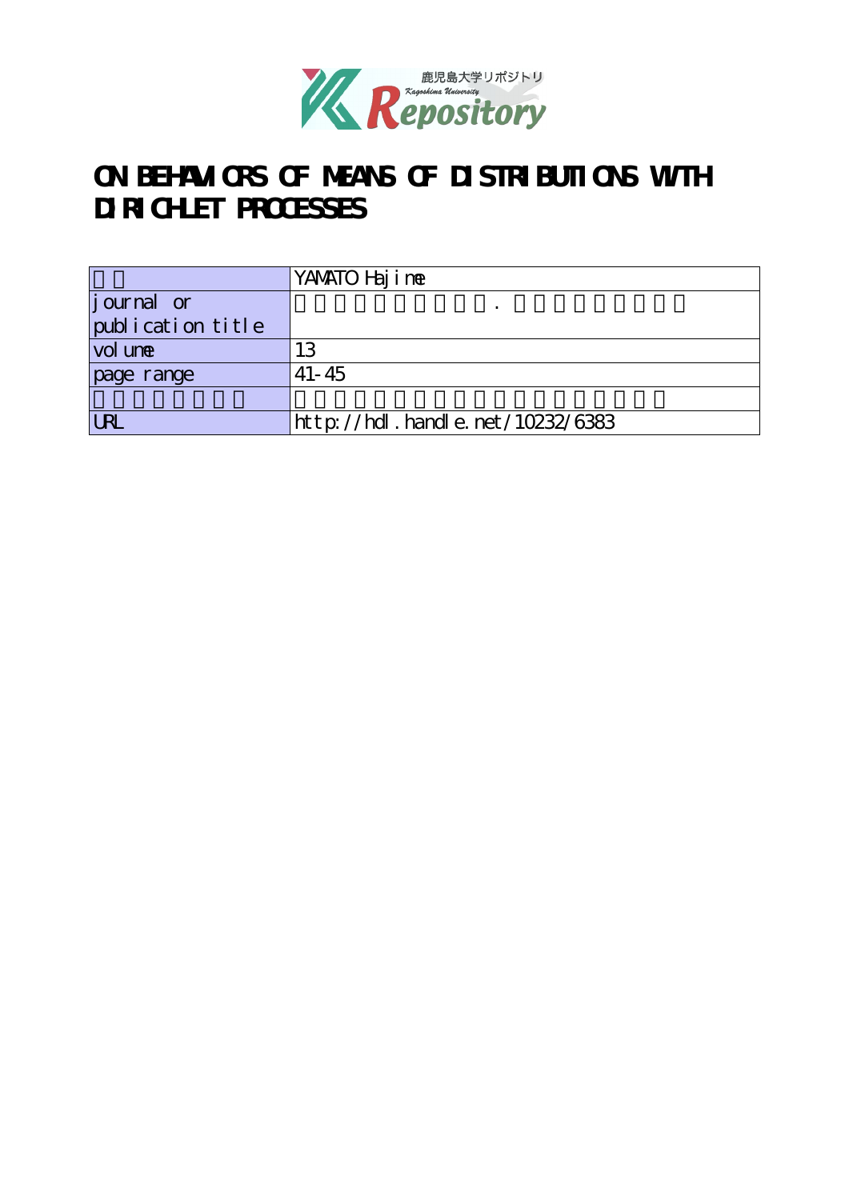# ON BEHAVIORS OF MEANS OF DISTRIBUTIONS WITH DIRICHLET PROCESSES

| | YAMATO Hajime |
|---|---|
| journal or publication title | |
| volume | 13 |
| page range | 41-45 |
| | |
| URL | http://hdl.handle.net/10232/6383 |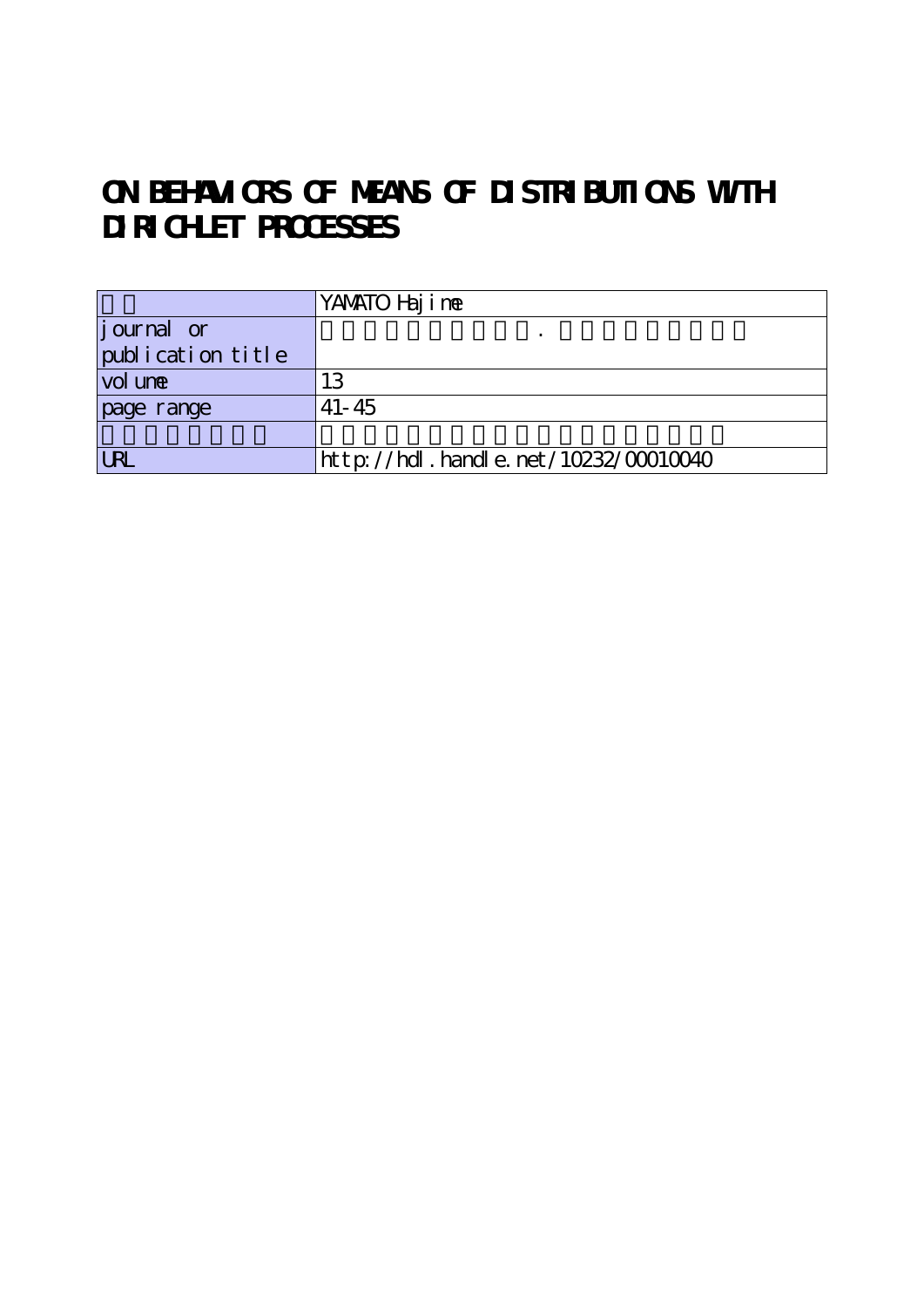# ON BEHAVIORS OF MEANS OF DISTRIBUTIONS WITH DIRICHLET PROCESSES

| | YAMATO Hajime |
|---|---|
| journal or publication title | . |
| volume | 13 |
| page range | 41-45 |
| | |
| URL | http://hdl.handle.net/10232/00010040 |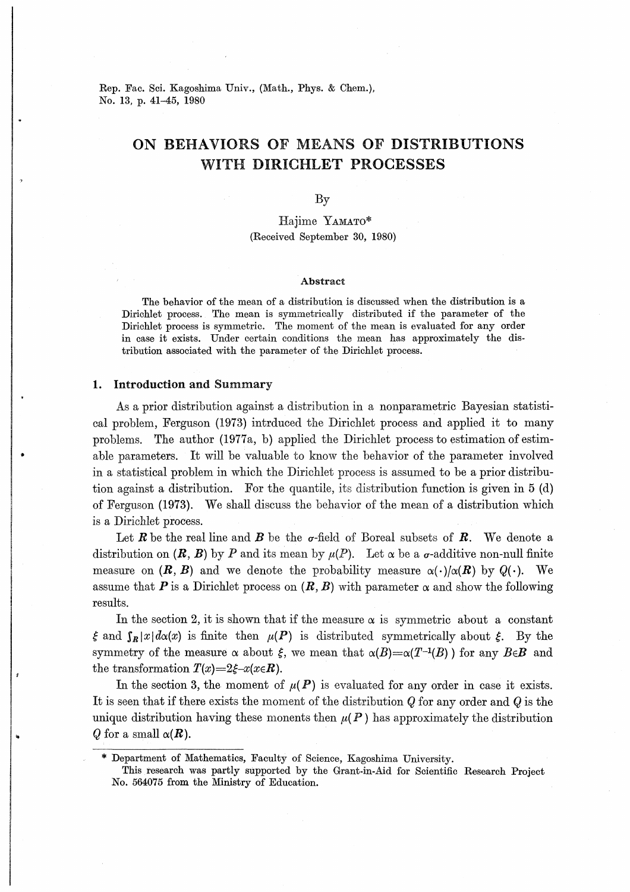# ON BEHAVIORS OF MEANS OF DISTRIBUTIONS WITH DIRICHLET PROCESSES

By

Hajime YAMATO*

(Received September 30, 1980)

### Abstract

The behavior of the mean of a distribution is discussed when the distribution is a Dirichlet process. The mean is symmetrically distributed if the parameter of the Dirichlet process is symmetric. The moment of the mean is evaluated for any order in case it exists. Under certain conditions the mean has approximately the distribution associated with the parameter of the Dirichlet process.

## 1. Introduction and Summary

As a prior distribution against a distribution in a nonparametric Bayesian statistical problem, Ferguson (1973) intrduced the Dirichlet process and applied it to many problems. The author (1977a, b) applied the Dirichlet process to estimation of estimable parameters. It will be valuable to know the behavior of the parameter involved in a statistical problem in which the Dirichlet process is assumed to be a prior distribution against a distribution. For the quantile, its distribution function is given in 5 (d) of Ferguson (1973). We shall discuss the behavior of the mean of a distribution which is a Dirichlet process.

Let $\boldsymbol{R}$ be the real line and $\boldsymbol{B}$ be the $\sigma$-field of Boreal subsets of $\boldsymbol{R}$. We denote a distribution on $(\boldsymbol{R}, \boldsymbol{B})$ by $P$ and its mean by $\mu(P)$. Let $\alpha$ be a $\sigma$-additive non-null finite measure on $(\boldsymbol{R}, \boldsymbol{B})$ and we denote the probability measure $\alpha(\cdot)/\alpha(\boldsymbol{R})$ by $Q(\cdot)$. We assume that $\boldsymbol{P}$ is a Dirichlet process on $(\boldsymbol{R}, \boldsymbol{B})$ with parameter $\alpha$ and show the following results.

In the section 2, it is shown that if the measure $\alpha$ is symmetric about a constant $\xi$ and $\int_{\boldsymbol{R}} |x| d\alpha(x)$ is finite then $\mu(\boldsymbol{P})$ is distributed symmetrically about $\xi$. By the symmetry of the measure $\alpha$ about $\xi$, we mean that $\alpha(B) = \alpha(T^{-1}(B))$ for any $B \in \boldsymbol{B}$ and the transformation $T(x) = 2\xi - x (x \in \boldsymbol{R})$.

In the section 3, the moment of $\mu(\boldsymbol{P})$ is evaluated for any order in case it exists. It is seen that if there exists the moment of the distribution $Q$ for any order and $Q$ is the unique distribution having these monents then $\mu(\boldsymbol{P})$ has approximately the distribution $Q$ for a small $\alpha(\boldsymbol{R})$.

---

\* Department of Mathematics, Faculty of Science, Kagoshima University.
This research was partly supported by the Grant-in-Aid for Scientific Research Project No. 564075 from the Ministry of Education.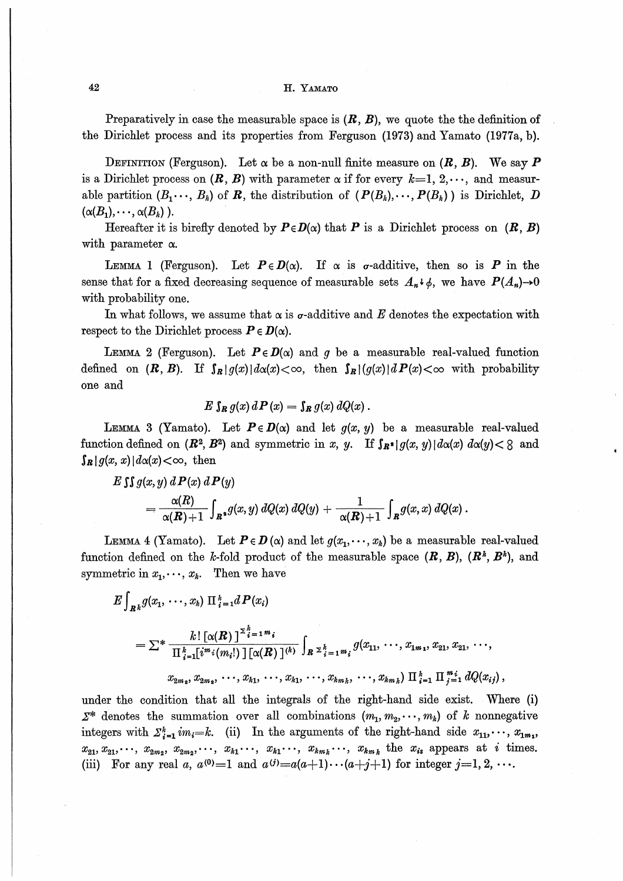Preparatively in case the measurable space is $(\boldsymbol{R}, \boldsymbol{B})$, we quote the the definition of the Dirichlet process and its properties from Ferguson (1973) and Yamato (1977a, b).

DEFINITION (Ferguson). Let $\alpha$ be a non-null finite measure on $(\boldsymbol{R}, \boldsymbol{B})$. We say $\boldsymbol{P}$ is a Dirichlet process on $(\boldsymbol{R}, \boldsymbol{B})$ with parameter $\alpha$ if for every $k=1, 2, \cdots$, and measurable partition $(B_1 \cdots, B_k)$ of $\boldsymbol{R}$, the distribution of $(\boldsymbol{P}(B_k), \cdots, \boldsymbol{P}(B_k))$ is Dirichlet, $D(\alpha(B_1), \cdots, \alpha(B_k))$.

Hereafter it is birefly denoted by $\boldsymbol{P} \in \boldsymbol{D}(\alpha)$ that $\boldsymbol{P}$ is a Dirichlet process on $(\boldsymbol{R}, \boldsymbol{B})$ with parameter $\alpha$.

LEMMA 1 (Ferguson). Let $\boldsymbol{P} \in \boldsymbol{D}(\alpha)$. If $\alpha$ is $\sigma$-additive, then so is $\boldsymbol{P}$ in the sense that for a fixed decreasing sequence of measurable sets $A_n \downarrow \phi$, we have $\boldsymbol{P}(A_n) \to 0$ with probability one.

In what follows, we assume that $\alpha$ is $\sigma$-additive and $E$ denotes the expectation with respect to the Dirichlet process $\boldsymbol{P} \in \boldsymbol{D}(\alpha)$.

LEMMA 2 (Ferguson). Let $\boldsymbol{P} \in \boldsymbol{D}(\alpha)$ and $g$ be a measurable real-valued function defined on $(\boldsymbol{R}, \boldsymbol{B})$. If $\int_{\boldsymbol{R}} |g(x)| d\alpha(x) < \infty$, then $\int_{\boldsymbol{R}} |(g(x)| d\boldsymbol{P}(x) < \infty$ with probability one and

$$E \int_{\boldsymbol{R}} g(x) \, d\boldsymbol{P}(x) = \int_{\boldsymbol{R}} g(x) \, dQ(x) .$$

LEMMA 3 (Yamato). Let $\boldsymbol{P} \in \boldsymbol{D}(\alpha)$ and let $g(x, y)$ be a measurable real-valued function defined on $(\boldsymbol{R}^2, \boldsymbol{B}^2)$ and symmetric in $x$, $y$. If $\int_{\boldsymbol{R}^2} |g(x, y)| d\alpha(x) \, d\alpha(y) < 8$ and $\int_{\boldsymbol{R}} |g(x, x)| d\alpha(x) < \infty$, then

$$E \iint g(x, y) \, d\boldsymbol{P}(x) \, d\boldsymbol{P}(y) = \frac{\alpha(\boldsymbol{R})}{\alpha(\boldsymbol{R})+1} \int_{\boldsymbol{R}^2} g(x, y) \, dQ(x) \, dQ(y) + \frac{1}{\alpha(\boldsymbol{R})+1} \int_{\boldsymbol{R}} g(x, x) \, dQ(x) .$$

LEMMA 4 (Yamato). Let $\boldsymbol{P} \in \boldsymbol{D}(\alpha)$ and let $g(x_1, \cdots, x_k)$ be a measurable real-valued function defined on the $k$-fold product of the measurable space $(\boldsymbol{R}, \boldsymbol{B})$, $(\boldsymbol{R}^k, \boldsymbol{B}^k)$, and symmetric in $x_1, \cdots, x_k$. Then we have

$$E \int_{\boldsymbol{R}^k} g(x_1, \cdots, x_k) \, \Pi_{i=1}^{k} d\boldsymbol{P}(x_i)$$

$$= \Sigma^* \frac{k! \, [\alpha(\boldsymbol{R})]^{\Sigma_{i=1}^{k} m_i}}{\Pi_{i=1}^{k} [i^{m_i} (m_i!)] \, [\alpha(\boldsymbol{R})]^{(k)}} \int_{\boldsymbol{R}^{\Sigma_{i=1}^{k} m_i}} g(x_{11}, \cdots, x_{1m_1}, x_{21}, x_{21}, \cdots, x_{2m_2}, x_{2m_2}, \cdots, x_{k1}, \cdots, x_{k1}, \cdots, x_{km_k}, \cdots, x_{km_k}) \, \Pi_{i=1}^{k} \Pi_{j=1}^{m_i} dQ(x_{ij}) ,$$

under the condition that all the integrals of the right-hand side exist. Where (i) $\Sigma^*$ denotes the summation over all combinations $(m_1, m_2, \cdots, m_k)$ of $k$ nonnegative integers with $\Sigma_{i=1}^{k} i m_i = k$. (ii) In the arguments of the right-hand side $x_{11}, \cdots, x_{1m_1}$, $x_{21}, x_{21}, \cdots, x_{2m_2}, x_{2m_2}, \cdots, x_{k1} \cdots, x_{k1} \cdots, x_{km_k} \cdots, x_{km_k}$ the $x_{is}$ appears at $i$ times. (iii) For any real $a$, $a^{(0)}=1$ and $a^{(j)}=a(a+1) \cdots (a+j+1)$ for integer $j=1, 2, \cdots$.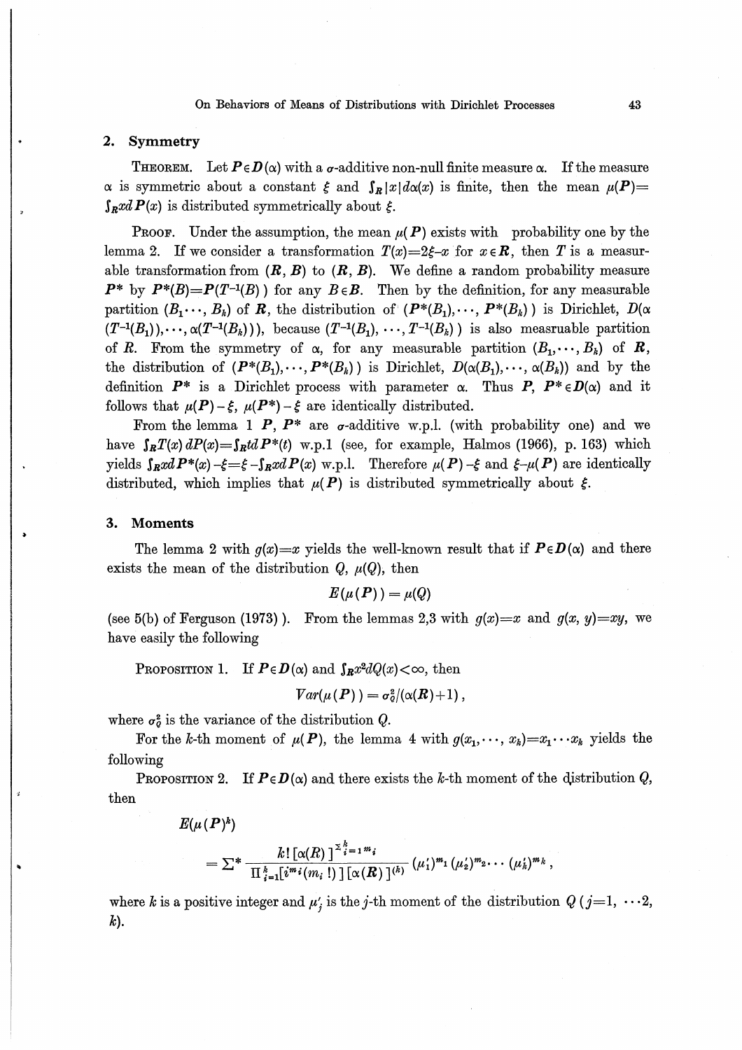## 2. Symmetry

THEOREM. Let $\boldsymbol{P} \in \boldsymbol{D}(\alpha)$ with a $\sigma$-additive non-null finite measure $\alpha$. If the measure $\alpha$ is symmetric about a constant $\xi$ and $\int_{\boldsymbol{R}} |x| d\alpha(x)$ is finite, then the mean $\mu(\boldsymbol{P}) = \int_{\boldsymbol{R}} x d\boldsymbol{P}(x)$ is distributed symmetrically about $\xi$.

PROOF. Under the assumption, the mean $\mu(\boldsymbol{P})$ exists with probability one by the lemma 2. If we consider a transformation $T(x) = 2\xi - x$ for $x \in \boldsymbol{R}$, then $T$ is a measurable transformation from $(\boldsymbol{R}, \boldsymbol{B})$ to $(\boldsymbol{R}, \boldsymbol{B})$. We define a random probability measure $\boldsymbol{P}^*$ by $\boldsymbol{P}^*(B) = \boldsymbol{P}(T^{-1}(B))$ for any $B \in \boldsymbol{B}$. Then by the definition, for any measurable partition $(B_1 \cdots, B_k)$ of $\boldsymbol{R}$, the distribution of $(\boldsymbol{P}^*(B_1), \cdots, \boldsymbol{P}^*(B_k))$ is Dirichlet, $D(\alpha(T^{-1}(B_1)), \cdots, \alpha(T^{-1}(B_k)))$, because $(T^{-1}(B_1), \cdots, T^{-1}(B_k))$ is also measruable partition of $\boldsymbol{R}$. From the symmetry of $\alpha$, for any measurable partition $(B_1, \cdots, B_k)$ of $\boldsymbol{R}$, the distribution of $(\boldsymbol{P}^*(B_1), \cdots, \boldsymbol{P}^*(B_k))$ is Dirichlet, $D(\alpha(B_1), \cdots, \alpha(B_k))$ and by the definition $\boldsymbol{P}^*$ is a Dirichlet process with parameter $\alpha$. Thus $\boldsymbol{P}, \boldsymbol{P}^* \in \boldsymbol{D}(\alpha)$ and it follows that $\mu(\boldsymbol{P}) - \xi$, $\mu(\boldsymbol{P}^*) - \xi$ are identically distributed.

From the lemma 1 $\boldsymbol{P}$, $\boldsymbol{P}^*$ are $\sigma$-additive w.p.1. (with probability one) and we have $\int_{\boldsymbol{R}} T(x)\, dP(x) = \int_{\boldsymbol{R}} t d\boldsymbol{P}^*(t)$ w.p.1 (see, for example, Halmos (1966), p. 163) which yields $\int_{\boldsymbol{R}} x d\boldsymbol{P}^*(x) - \xi = \xi - \int_{\boldsymbol{R}} x d\boldsymbol{P}(x)$ w.p.l. Therefore $\mu(\boldsymbol{P}) - \xi$ and $\xi - \mu(\boldsymbol{P})$ are identically distributed, which implies that $\mu(\boldsymbol{P})$ is distributed symmetrically about $\xi$.

## 3. Moments

The lemma 2 with $g(x) = x$ yields the well-known result that if $\boldsymbol{P} \in \boldsymbol{D}(\alpha)$ and there exists the mean of the distribution $Q$, $\mu(Q)$, then

$$E(\mu(\boldsymbol{P})) = \mu(Q)$$

(see 5(b) of Ferguson (1973)). From the lemmas 2,3 with $g(x) = x$ and $g(x, y) = xy$, we have easily the following

PROPOSITION 1. If $\boldsymbol{P} \in \boldsymbol{D}(\alpha)$ and $\int_{\boldsymbol{R}} x^2 dQ(x) < \infty$, then

$$Var(\mu(\boldsymbol{P})) = \sigma_Q^2 / (\alpha(\boldsymbol{R}) + 1),$$

where $\sigma_Q^2$ is the variance of the distribution $Q$.

For the $k$-th moment of $\mu(\boldsymbol{P})$, the lemma 4 with $g(x_1, \cdots, x_k) = x_1 \cdots x_k$ yields the following

PROPOSITION 2. If $\boldsymbol{P} \in \boldsymbol{D}(\alpha)$ and there exists the $k$-th moment of the distribution $Q$, then

$$E(\mu(\boldsymbol{P})^k)$$

$$= \sum{}^* \frac{k! \, [\alpha(R)]^{\sum_{i=1}^k m_i}}{\prod_{i=1}^k [i^{m_i}(m_i !)] \, [\alpha(\boldsymbol{R})]^{(k)}} (\mu_1')^{m_1} (\mu_2')^{m_2} \cdots (\mu_k')^{m_k},$$

where $k$ is a positive integer and $\mu_j'$ is the $j$-th moment of the distribution $Q$ ($j = 1, \cdots 2, k$).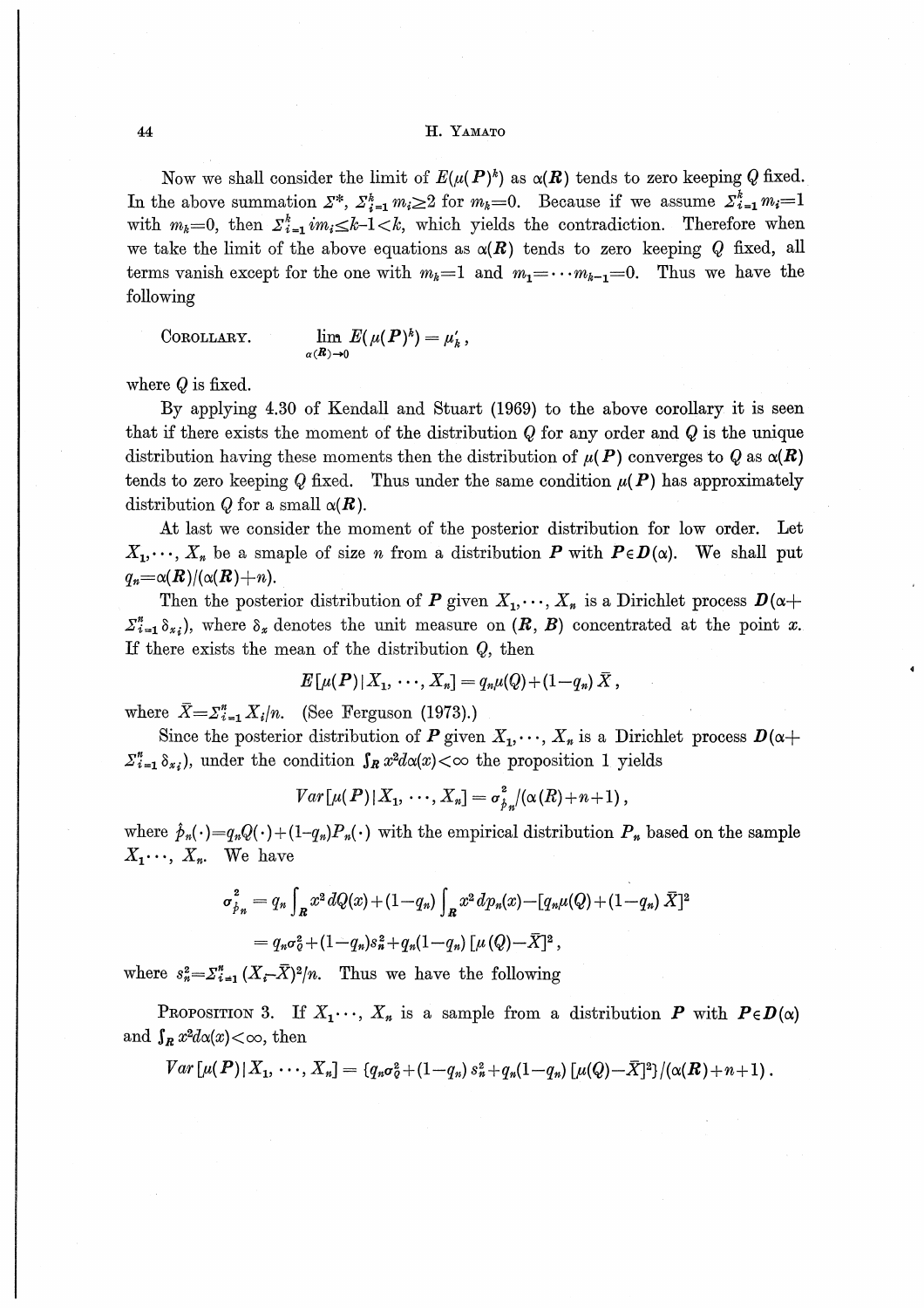Now we shall consider the limit of $E(\mu(\boldsymbol{P})^k)$ as $\alpha(\boldsymbol{R})$ tends to zero keeping $Q$ fixed. In the above summation $\Sigma^*$, $\Sigma_{i=1}^k m_i \geq 2$ for $m_k=0$. Because if we assume $\Sigma_{i=1}^k m_i=1$ with $m_k=0$, then $\Sigma_{i=1}^k im_i \leq k-1<k$, which yields the contradiction. Therefore when we take the limit of the above equations as $\alpha(\boldsymbol{R})$ tends to zero keeping $Q$ fixed, all terms vanish except for the one with $m_k=1$ and $m_1=\cdots m_{k-1}=0$. Thus we have the following

COROLLARY.
$$\lim_{\alpha(\boldsymbol{R})\to 0} E(\mu(\boldsymbol{P})^k) = \mu'_k ,$$

where $Q$ is fixed.

By applying 4.30 of Kendall and Stuart (1969) to the above corollary it is seen that if there exists the moment of the distribution $Q$ for any order and $Q$ is the unique distribution having these moments then the distribution of $\mu(\boldsymbol{P})$ converges to $Q$ as $\alpha(\boldsymbol{R})$ tends to zero keeping $Q$ fixed. Thus under the same condition $\mu(\boldsymbol{P})$ has approximately distribution $Q$ for a small $\alpha(\boldsymbol{R})$.

At last we consider the moment of the posterior distribution for low order. Let $X_1, \cdots, X_n$ be a smaple of size $n$ from a distribution $\boldsymbol{P}$ with $\boldsymbol{P} \in \boldsymbol{D}(\alpha)$. We shall put $q_n = \alpha(\boldsymbol{R})/(\alpha(\boldsymbol{R})+n)$.

Then the posterior distribution of $\boldsymbol{P}$ given $X_1, \cdots, X_n$ is a Dirichlet process $\boldsymbol{D}(\alpha + \Sigma_{i=1}^n \delta_{x_i})$, where $\delta_x$ denotes the unit measure on $(\boldsymbol{R}, \boldsymbol{B})$ concentrated at the point $x$. If there exists the mean of the distribution $Q$, then

$$E[\mu(\boldsymbol{P})\,|\,X_1, \cdots, X_n] = q_n \mu(Q) + (1-q_n)\,\bar{X} ,$$

where $\bar{X} = \Sigma_{i=1}^n X_i/n$. (See Ferguson (1973).)

Since the posterior distribution of $\boldsymbol{P}$ given $X_1, \cdots, X_n$ is a Dirichlet process $\boldsymbol{D}(\alpha + \Sigma_{i=1}^n \delta_{x_i})$, under the condition $\int_{\boldsymbol{R}} x^2 d\alpha(x) < \infty$ the proposition 1 yields

$$Var[\mu(\boldsymbol{P})\,|\,X_1, \cdots, X_n] = \sigma_{\hat{p}_n}^2/(\alpha(R)+n+1) ,$$

where $\hat{p}_n(\cdot) = q_n Q(\cdot) + (1-q_n) P_n(\cdot)$ with the empirical distribution $P_n$ based on the sample $X_1 \cdots, X_n$. We have

$$\begin{aligned} \sigma_{\hat{p}_n}^2 &= q_n \int_{\boldsymbol{R}} x^2 dQ(x) + (1-q_n) \int_{\boldsymbol{R}} x^2 dp_n(x) - [q_n \mu(Q) + (1-q_n)\,\bar{X}]^2 \\ &= q_n \sigma_Q^2 + (1-q_n) s_n^2 + q_n(1-q_n)\,[\mu(Q) - \bar{X}]^2 , \end{aligned}$$

where $s_n^2 = \Sigma_{i=1}^n (X_i - \bar{X})^2/n$. Thus we have the following

PROPOSITION 3. If $X_1 \cdots, X_n$ is a sample from a distribution $\boldsymbol{P}$ with $\boldsymbol{P} \in \boldsymbol{D}(\alpha)$ and $\int_{\boldsymbol{R}} x^2 d\alpha(x) < \infty$, then

$$Var[\mu(\boldsymbol{P})\,|\,X_1, \cdots, X_n] = \{q_n \sigma_Q^2 + (1-q_n)\, s_n^2 + q_n(1-q_n)\,[\mu(Q) - \bar{X}]^2\}/(\alpha(\boldsymbol{R})+n+1) .$$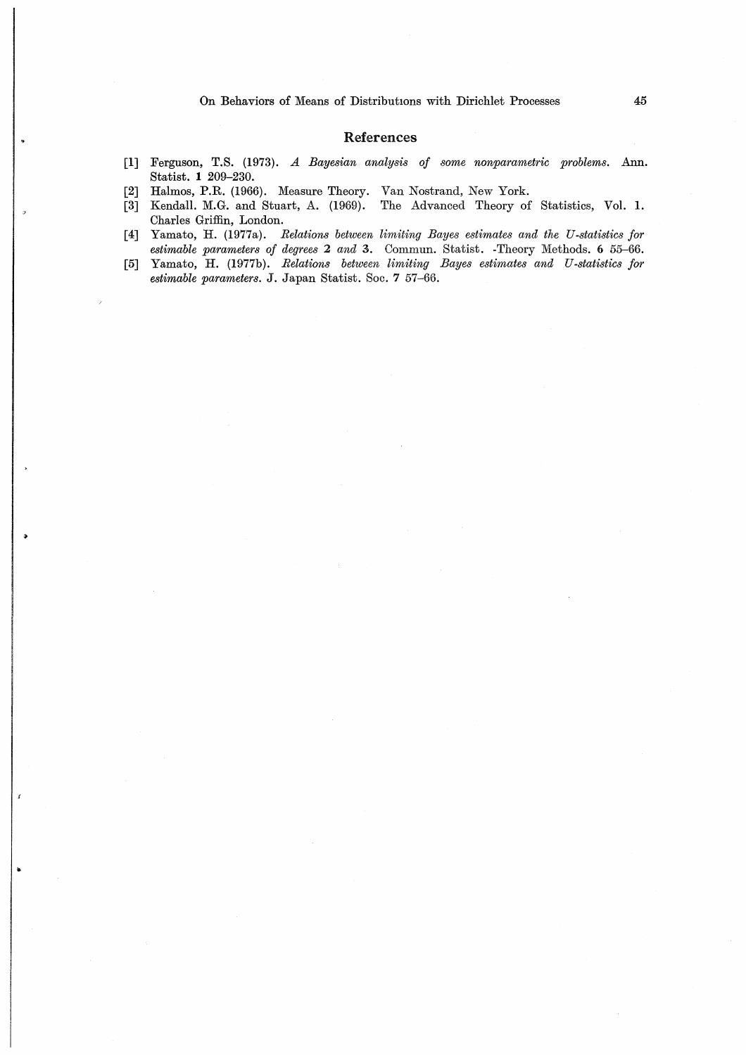## References

[1] Ferguson, T.S. (1973). *A Bayesian analysis of some nonparametric problems*. Ann. Statist. **1** 209–230.

[2] Halmos, P.R. (1966). Measure Theory. Van Nostrand, New York.

[3] Kendall. M.G. and Stuart, A. (1969). The Advanced Theory of Statistics, Vol. 1. Charles Griffin, London.

[4] Yamato, H. (1977a). *Relations between limiting Bayes estimates and the U-statistics for estimable parameters of degrees* **2** *and* **3**. Commun. Statist. -Theory Methods. **6** 55–66.

[5] Yamato, H. (1977b). *Relations between limiting Bayes estimates and U-statistics for estimable parameters*. J. Japan Statist. Soc. **7** 57–66.